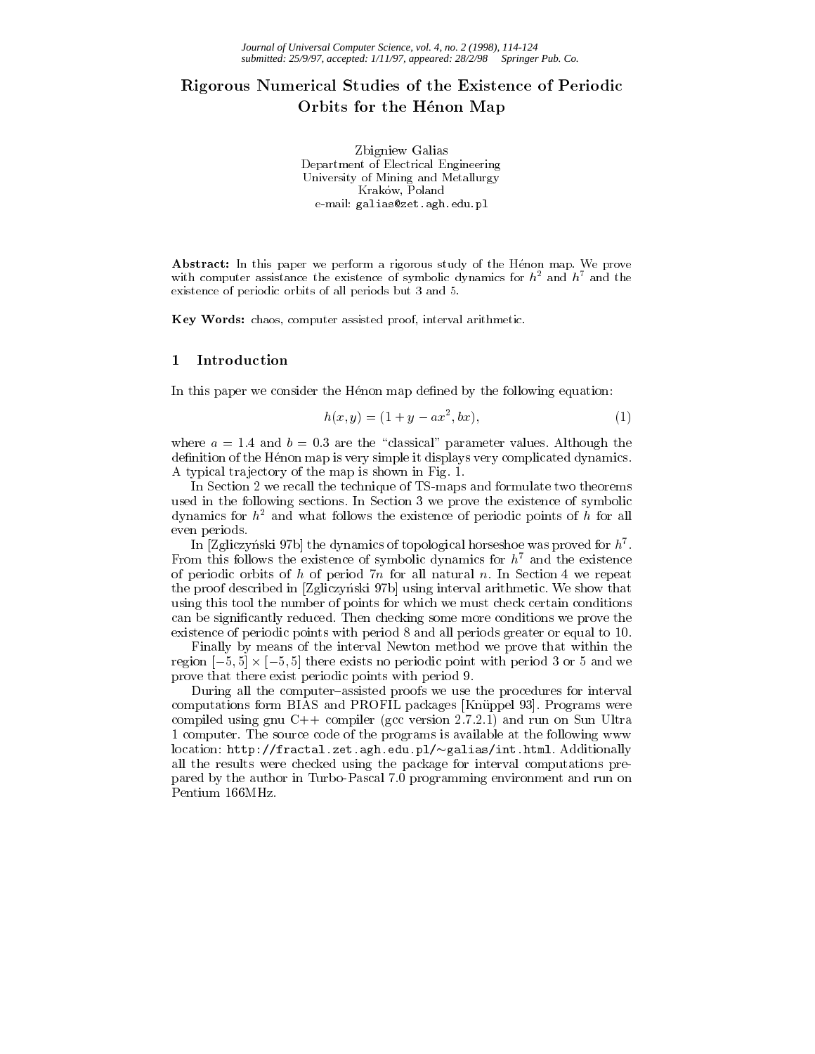# Rigorous Numerical Studies of the Existence of Periodic Orbits for the Hénon Map

Zbigniew Galias
Department of Electrical Engineering
University of Mining and Metallurgy
Kraków, Poland
e-mail: galias@zet.agh.edu.pl

**Abstract:** In this paper we perform a rigorous study of the Hénon map. We prove with computer assistance the existence of symbolic dynamics for $h^2$ and $h^7$ and the existence of periodic orbits of all periods but 3 and 5.

**Key Words:** chaos, computer assisted proof, interval arithmetic.

## 1 Introduction

In this paper we consider the Hénon map defined by the following equation:

$$h(x, y) = (1 + y - ax^2, bx), \tag{1}$$

where $a = 1.4$ and $b = 0.3$ are the "classical" parameter values. Although the definition of the Hénon map is very simple it displays very complicated dynamics. A typical trajectory of the map is shown in Fig. 1.

In Section 2 we recall the technique of TS-maps and formulate two theorems used in the following sections. In Section 3 we prove the existence of symbolic dynamics for $h^2$ and what follows the existence of periodic points of $h$ for all even periods.

In [Zgliczyński 97b] the dynamics of topological horseshoe was proved for $h^7$. From this follows the existence of symbolic dynamics for $h^7$ and the existence of periodic orbits of $h$ of period $7n$ for all natural $n$. In Section 4 we repeat the proof described in [Zgliczyński 97b] using interval arithmetic. We show that using this tool the number of points for which we must check certain conditions can be significantly reduced. Then checking some more conditions we prove the existence of periodic points with period 8 and all periods greater or equal to 10.

Finally by means of the interval Newton method we prove that within the region $[-5, 5] \times [-5, 5]$ there exists no periodic point with period 3 or 5 and we prove that there exist periodic points with period 9.

During all the computer–assisted proofs we use the procedures for interval computations form BIAS and PROFIL packages [Knüppel 93]. Programs were compiled using gnu C++ compiler (gcc version 2.7.2.1) and run on Sun Ultra 1 computer. The source code of the programs is available at the following www location: http://fractal.zet.agh.edu.pl/~galias/int.html. Additionally all the results were checked using the package for interval computations prepared by the author in Turbo-Pascal 7.0 programming environment and run on Pentium 166MHz.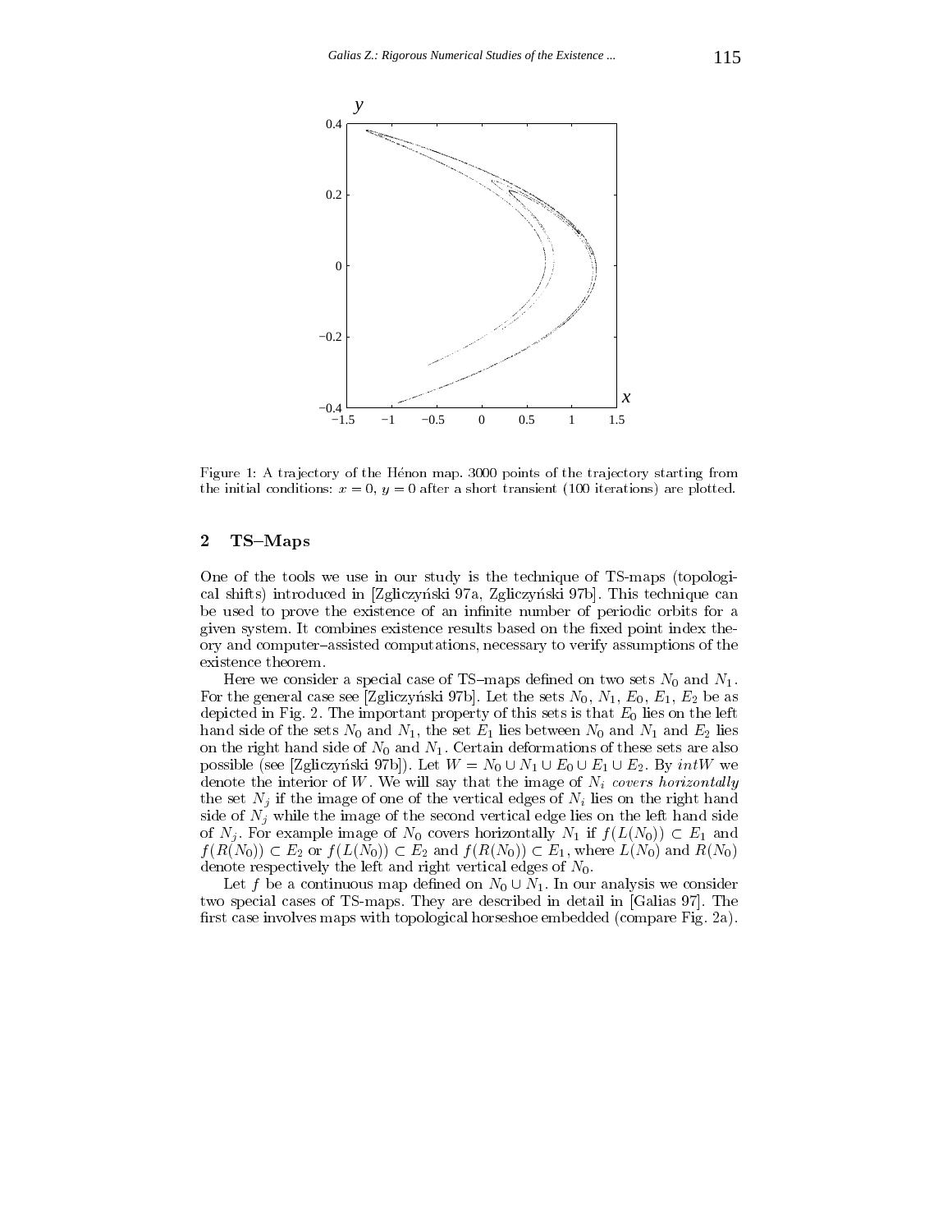Figure 1: A trajectory of the Hénon map. 3000 points of the trajectory starting from the initial conditions: $x = 0$, $y = 0$ after a short transient (100 iterations) are plotted.

## 2 TS–Maps

One of the tools we use in our study is the technique of TS-maps (topological shifts) introduced in [Zgliczyński 97a, Zgliczyński 97b]. This technique can be used to prove the existence of an infinite number of periodic orbits for a given system. It combines existence results based on the fixed point index theory and computer–assisted computations, necessary to verify assumptions of the existence theorem.

Here we consider a special case of TS–maps defined on two sets $N_0$ and $N_1$. For the general case see [Zgliczyński 97b]. Let the sets $N_0$, $N_1$, $E_0$, $E_1$, $E_2$ be as depicted in Fig. 2. The important property of this sets is that $E_0$ lies on the left hand side of the sets $N_0$ and $N_1$, the set $E_1$ lies between $N_0$ and $N_1$ and $E_2$ lies on the right hand side of $N_0$ and $N_1$. Certain deformations of these sets are also possible (see [Zgliczyński 97b]). Let $W = N_0 \cup N_1 \cup E_0 \cup E_1 \cup E_2$. By $intW$ we denote the interior of $W$. We will say that the image of $N_i$ *covers horizontally* the set $N_j$ if the image of one of the vertical edges of $N_i$ lies on the right hand side of $N_j$ while the image of the second vertical edge lies on the left hand side of $N_j$. For example image of $N_0$ covers horizontally $N_1$ if $f(L(N_0)) \subset E_1$ and $f(R(N_0)) \subset E_2$ or $f(L(N_0)) \subset E_2$ and $f(R(N_0)) \subset E_1$, where $L(N_0)$ and $R(N_0)$ denote respectively the left and right vertical edges of $N_0$.

Let $f$ be a continuous map defined on $N_0 \cup N_1$. In our analysis we consider two special cases of TS-maps. They are described in detail in [Galias 97]. The first case involves maps with topological horseshoe embedded (compare Fig. 2a).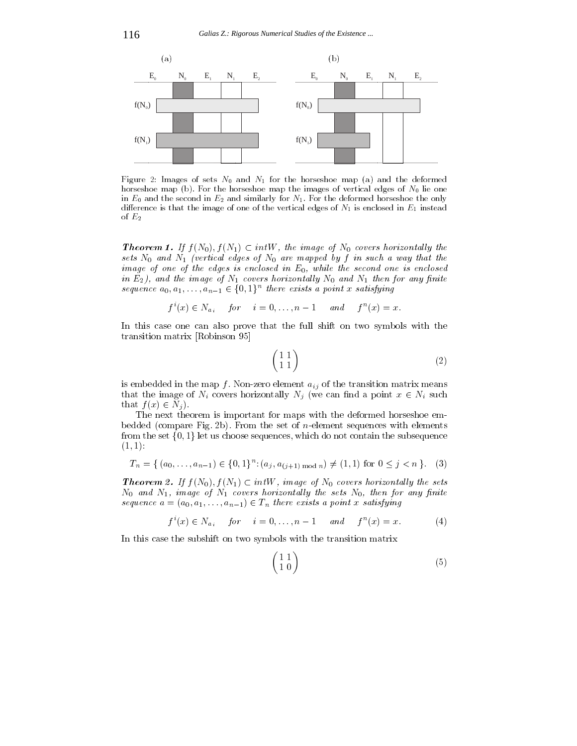Figure 2: Images of sets $N_0$ and $N_1$ for the horseshoe map (a) and the deformed horseshoe map (b). For the horseshoe map the images of vertical edges of $N_0$ lie one in $E_0$ and the second in $E_2$ and similarly for $N_1$. For the deformed horseshoe the only difference is that the image of one of the vertical edges of $N_1$ is enclosed in $E_1$ instead of $E_2$

***Theorem 1.*** *If $f(N_0), f(N_1) \subset intW$, the image of $N_0$ covers horizontally the sets $N_0$ and $N_1$ (vertical edges of $N_0$ are mapped by $f$ in such a way that the image of one of the edges is enclosed in $E_0$, while the second one is enclosed in $E_2$), and the image of $N_1$ covers horizontally $N_0$ and $N_1$ then for any finite sequence $a_0, a_1, \ldots, a_{n-1} \in \{0,1\}^n$ there exists a point $x$ satisfying*

$$f^i(x) \in N_{a_i} \quad \text{for} \quad i = 0, \ldots, n-1 \quad \text{and} \quad f^n(x) = x.$$

In this case one can also prove that the full shift on two symbols with the transition matrix [Robinson 95]

$$\begin{pmatrix} 1 & 1 \\ 1 & 1 \end{pmatrix} \tag{2}$$

is embedded in the map $f$. Non-zero element $a_{ij}$ of the transition matrix means that the image of $N_i$ covers horizontally $N_j$ (we can find a point $x \in N_i$ such that $f(x) \in N_j$).

The next theorem is important for maps with the deformed horseshoe embedded (compare Fig. 2b). From the set of $n$-element sequences with elements from the set $\{0,1\}$ let us choose sequences, which do not contain the subsequence $(1,1)$:

$$T_n = \{ (a_0, \ldots, a_{n-1}) \in \{0,1\}^n : (a_j, a_{(j+1) \bmod n}) \neq (1,1) \text{ for } 0 \leq j < n \}. \tag{3}$$

***Theorem 2.*** *If $f(N_0), f(N_1) \subset intW$, image of $N_0$ covers horizontally the sets $N_0$ and $N_1$, image of $N_1$ covers horizontally the sets $N_0$, then for any finite sequence $a = (a_0, a_1, \ldots, a_{n-1}) \in T_n$ there exists a point $x$ satisfying*

$$f^i(x) \in N_{a_i} \quad \text{for} \quad i = 0, \ldots, n-1 \quad \text{and} \quad f^n(x) = x. \tag{4}$$

In this case the subshift on two symbols with the transition matrix

$$\begin{pmatrix} 1 & 1 \\ 1 & 0 \end{pmatrix} \tag{5}$$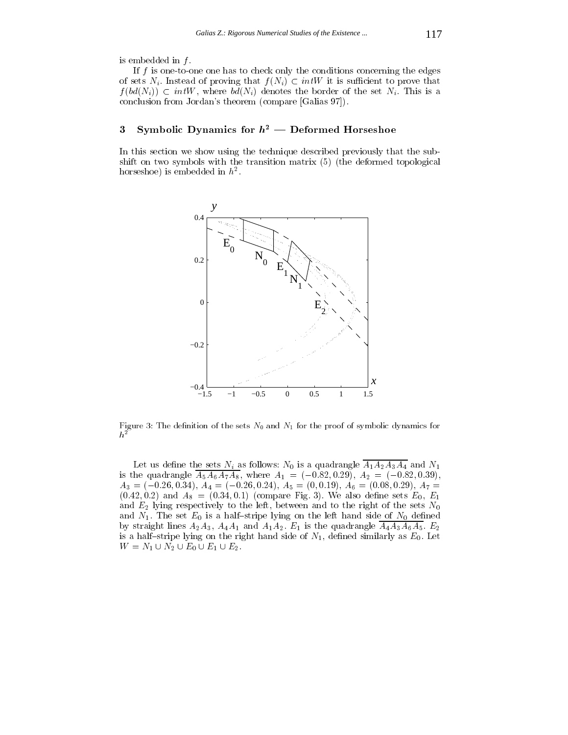is embedded in $f$.

If $f$ is one-to-one one has to check only the conditions concerning the edges of sets $N_i$. Instead of proving that $f(N_i) \subset intW$ it is sufficient to prove that $f(bd(N_i)) \subset intW$, where $bd(N_i)$ denotes the border of the set $N_i$. This is a conclusion from Jordan's theorem (compare [Galias 97]).

## 3 Symbolic Dynamics for $h^2$ — Deformed Horseshoe

In this section we show using the technique described previously that the subshift on two symbols with the transition matrix (5) (the deformed topological horseshoe) is embedded in $h^2$.

Figure 3: The definition of the sets $N_0$ and $N_1$ for the proof of symbolic dynamics for $h^2$

Let us define the sets $N_i$ as follows: $N_0$ is a quadrangle $\overline{A_1A_2A_3A_4}$ and $N_1$ is the quadrangle $\overline{A_5A_6A_7A_8}$, where $A_1 = (-0.82, 0.29)$, $A_2 = (-0.82, 0.39)$, $A_3 = (-0.26, 0.34)$, $A_4 = (-0.26, 0.24)$, $A_5 = (0, 0.19)$, $A_6 = (0.08, 0.29)$, $A_7 = (0.42, 0.2)$ and $A_8 = (0.34, 0.1)$ (compare Fig. 3). We also define sets $E_0$, $E_1$ and $E_2$ lying respectively to the left, between and to the right of the sets $N_0$ and $N_1$. The set $E_0$ is a half–stripe lying on the left hand side of $N_0$ defined by straight lines $A_2A_3$, $A_4A_1$ and $A_1A_2$. $E_1$ is the quadrangle $\overline{A_4A_3A_6A_5}$. $E_2$ is a half–stripe lying on the right hand side of $N_1$, defined similarly as $E_0$. Let $W = N_1 \cup N_2 \cup E_0 \cup E_1 \cup E_2$.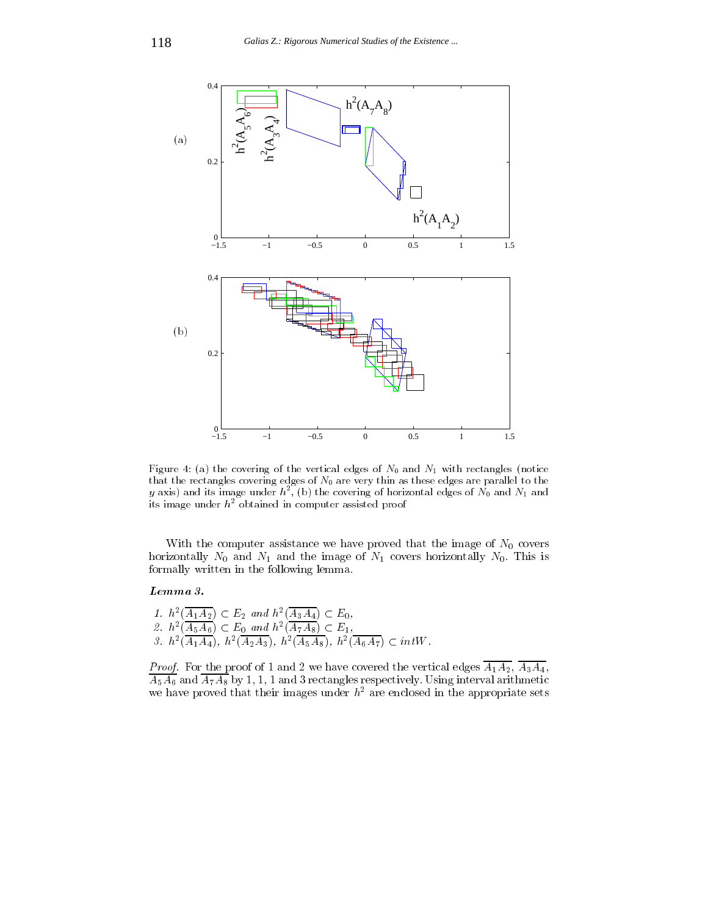Figure 4: (a) the covering of the vertical edges of $N_0$ and $N_1$ with rectangles (notice that the rectangles covering edges of $N_0$ are very thin as these edges are parallel to the $y$ axis) and its image under $h^2$, (b) the covering of horizontal edges of $N_0$ and $N_1$ and its image under $h^2$ obtained in computer assisted proof

With the computer assistance we have proved that the image of $N_0$ covers horizontally $N_0$ and $N_1$ and the image of $N_1$ covers horizontally $N_0$. This is formally written in the following lemma.

***Lemma 3.***

1. $h^2(\overline{A_1A_2}) \subset E_2$ *and* $h^2(\overline{A_3A_4}) \subset E_0$,
2. $h^2(\overline{A_5A_6}) \subset E_0$ *and* $h^2(\overline{A_7A_8}) \subset E_1$,
3. $h^2(\overline{A_1A_4})$, $h^2(\overline{A_2A_3})$, $h^2(\overline{A_5A_8})$, $h^2(\overline{A_6A_7}) \subset intW$.

*Proof.* For the proof of 1 and 2 we have covered the vertical edges $\overline{A_1A_2}$, $\overline{A_3A_4}$, $\overline{A_5A_6}$ and $\overline{A_7A_8}$ by 1, 1, 1 and 3 rectangles respectively. Using interval arithmetic we have proved that their images under $h^2$ are enclosed in the appropriate sets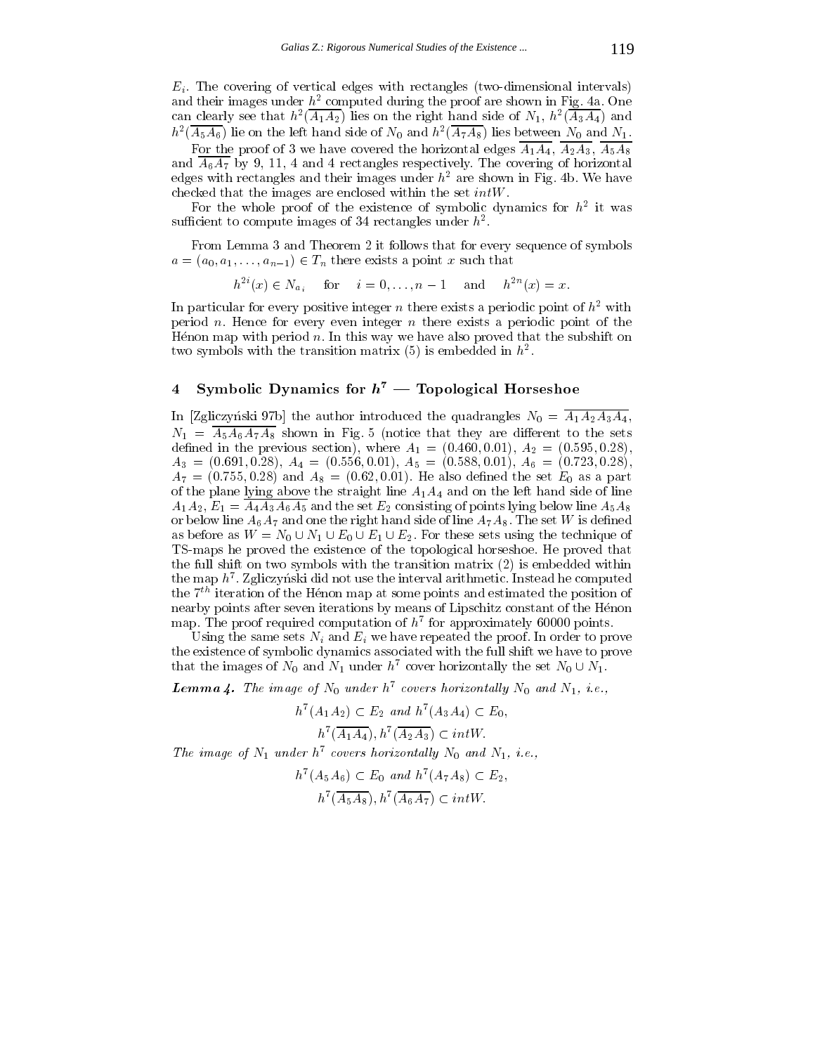$E_i$. The covering of vertical edges with rectangles (two-dimensional intervals) and their images under $h^2$ computed during the proof are shown in Fig. 4a. One can clearly see that $h^2(\overline{A_1A_2})$ lies on the right hand side of $N_1$, $h^2(\overline{A_3A_4})$ and $h^2(\overline{A_5A_6})$ lie on the left hand side of $N_0$ and $h^2(\overline{A_7A_8})$ lies between $N_0$ and $N_1$.

For the proof of 3 we have covered the horizontal edges $\overline{A_1A_4}$, $\overline{A_2A_3}$, $\overline{A_5A_8}$ and $\overline{A_6A_7}$ by 9, 11, 4 and 4 rectangles respectively. The covering of horizontal edges with rectangles and their images under $h^2$ are shown in Fig. 4b. We have checked that the images are enclosed within the set $intW$.

For the whole proof of the existence of symbolic dynamics for $h^2$ it was sufficient to compute images of 34 rectangles under $h^2$.

From Lemma 3 and Theorem 2 it follows that for every sequence of symbols $a = (a_0, a_1, \ldots, a_{n-1}) \in T_n$ there exists a point $x$ such that

$$h^{2i}(x) \in N_{a_i} \quad \text{for} \quad i = 0, \ldots, n-1 \quad \text{and} \quad h^{2n}(x) = x.$$

In particular for every positive integer $n$ there exists a periodic point of $h^2$ with period $n$. Hence for every even integer $n$ there exists a periodic point of the Hénon map with period $n$. In this way we have also proved that the subshift on two symbols with the transition matrix (5) is embedded in $h^2$.

## 4 Symbolic Dynamics for $h^7$ — Topological Horseshoe

In [Zgliczyński 97b] the author introduced the quadrangles $N_0 = \overline{A_1A_2A_3A_4}$, $N_1 = \overline{A_5A_6A_7A_8}$ shown in Fig. 5 (notice that they are different to the sets defined in the previous section), where $A_1 = (0.460, 0.01)$, $A_2 = (0.595, 0.28)$, $A_3 = (0.691, 0.28)$, $A_4 = (0.556, 0.01)$, $A_5 = (0.588, 0.01)$, $A_6 = (0.723, 0.28)$, $A_7 = (0.755, 0.28)$ and $A_8 = (0.62, 0.01)$. He also defined the set $E_0$ as a part of the plane lying above the straight line $A_1A_4$ and on the left hand side of line $A_1A_2$, $E_1 = \overline{A_4A_3A_6A_5}$ and the set $E_2$ consisting of points lying below line $A_5A_8$ or below line $A_6A_7$ and one the right hand side of line $A_7A_8$. The set $W$ is defined as before as $W = N_0 \cup N_1 \cup E_0 \cup E_1 \cup E_2$. For these sets using the technique of TS-maps he proved the existence of the topological horseshoe. He proved that the full shift on two symbols with the transition matrix (2) is embedded within the map $h^7$. Zgliczyński did not use the interval arithmetic. Instead he computed the $7^{th}$ iteration of the Hénon map at some points and estimated the position of nearby points after seven iterations by means of Lipschitz constant of the Hénon map. The proof required computation of $h^7$ for approximately 60000 points.

Using the same sets $N_i$ and $E_i$ we have repeated the proof. In order to prove the existence of symbolic dynamics associated with the full shift we have to prove that the images of $N_0$ and $N_1$ under $h^7$ cover horizontally the set $N_0 \cup N_1$.

***Lemma 4.*** *The image of $N_0$ under $h^7$ covers horizontally $N_0$ and $N_1$, i.e.,*

$$h^7(A_1A_2) \subset E_2 \text{ and } h^7(A_3A_4) \subset E_0,$$

$$h^7(\overline{A_1A_4}), h^7(\overline{A_2A_3}) \subset intW.$$

*The image of $N_1$ under $h^7$ covers horizontally $N_0$ and $N_1$, i.e.,*

$$h^7(A_5A_6) \subset E_0 \text{ and } h^7(A_7A_8) \subset E_2,$$

$$h^7(\overline{A_5A_8}), h^7(\overline{A_6A_7}) \subset intW.$$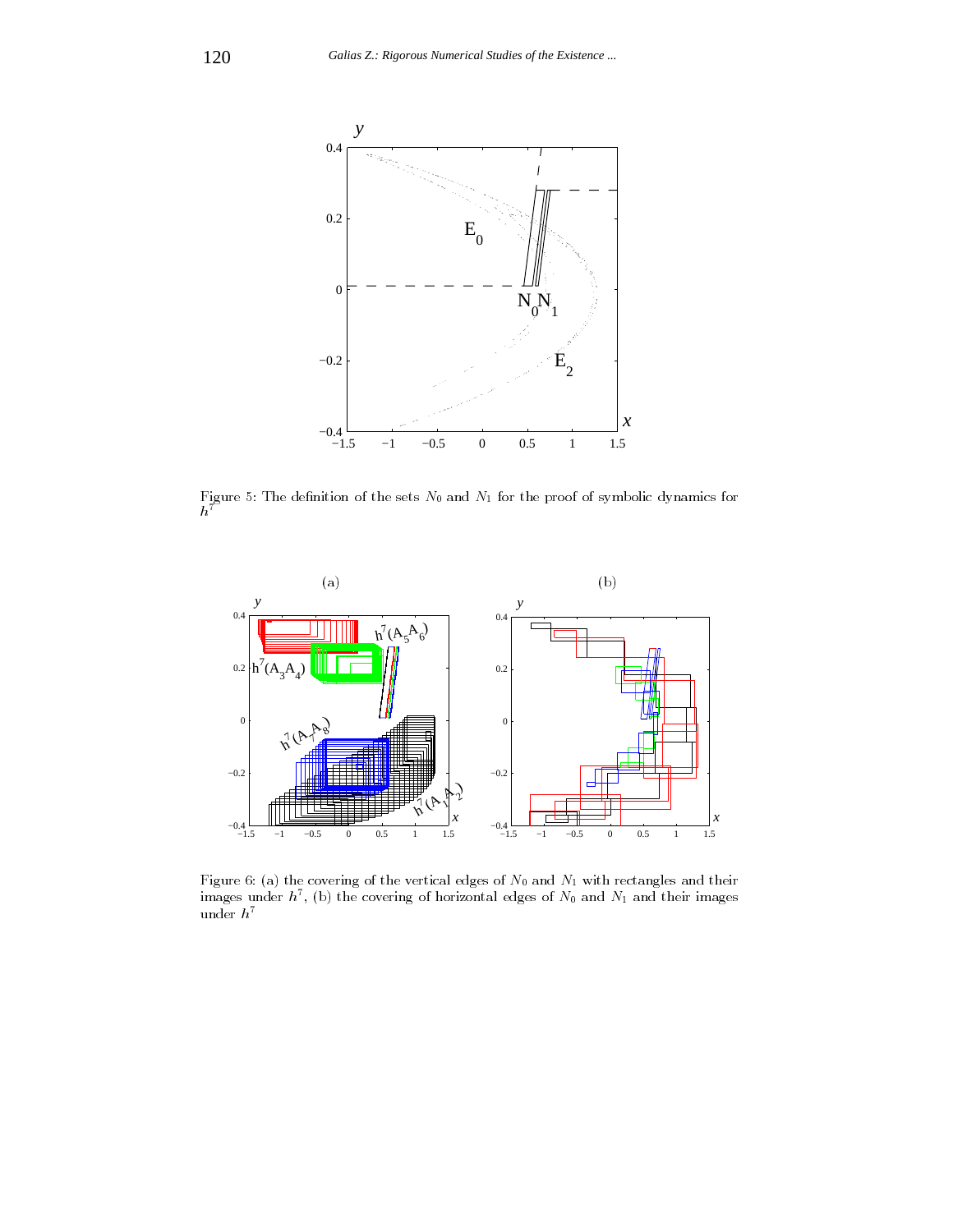Figure 5: The definition of the sets $N_0$ and $N_1$ for the proof of symbolic dynamics for $h^7$

Figure 6: (a) the covering of the vertical edges of $N_0$ and $N_1$ with rectangles and their images under $h^7$, (b) the covering of horizontal edges of $N_0$ and $N_1$ and their images under $h^7$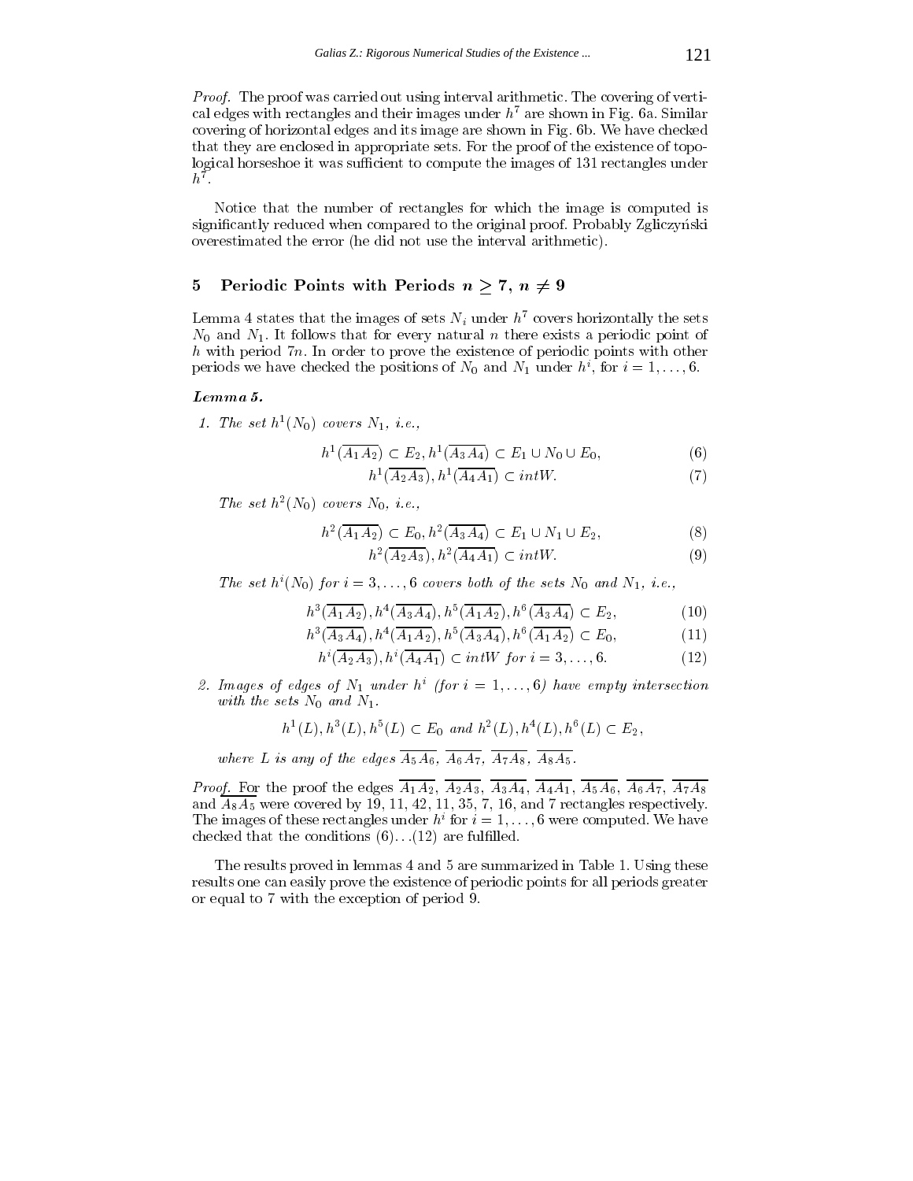*Proof.* The proof was carried out using interval arithmetic. The covering of vertical edges with rectangles and their images under $h^7$ are shown in Fig. 6a. Similar covering of horizontal edges and its image are shown in Fig. 6b. We have checked that they are enclosed in appropriate sets. For the proof of the existence of topological horseshoe it was sufficient to compute the images of 131 rectangles under $h^7$.

Notice that the number of rectangles for which the image is computed is significantly reduced when compared to the original proof. Probably Zgliczyński overestimated the error (he did not use the interval arithmetic).

## 5 Periodic Points with Periods $n \geq 7$, $n \neq 9$

Lemma 4 states that the images of sets $N_i$ under $h^7$ covers horizontally the sets $N_0$ and $N_1$. It follows that for every natural $n$ there exists a periodic point of $h$ with period $7n$. In order to prove the existence of periodic points with other periods we have checked the positions of $N_0$ and $N_1$ under $h^i$, for $i = 1, \ldots, 6$.

***Lemma 5.***

1. *The set $h^1(N_0)$ covers $N_1$, i.e.,*

$$h^1(\overline{A_1A_2}) \subset E_2, h^1(\overline{A_3A_4}) \subset E_1 \cup N_0 \cup E_0, \tag{6}$$

$$h^1(\overline{A_2A_3}), h^1(\overline{A_4A_1}) \subset intW. \tag{7}$$

*The set $h^2(N_0)$ covers $N_0$, i.e.,*

$$h^2(\overline{A_1A_2}) \subset E_0, h^2(\overline{A_3A_4}) \subset E_1 \cup N_1 \cup E_2, \tag{8}$$

$$h^2(\overline{A_2A_3}), h^2(\overline{A_4A_1}) \subset intW. \tag{9}$$

*The set $h^i(N_0)$ for $i = 3, \ldots, 6$ covers both of the sets $N_0$ and $N_1$, i.e.,*

$$h^3(\overline{A_1A_2}), h^4(\overline{A_3A_4}), h^5(\overline{A_1A_2}), h^6(\overline{A_3A_4}) \subset E_2, \tag{10}$$

$$h^3(\overline{A_3A_4}), h^4(\overline{A_1A_2}), h^5(\overline{A_3A_4}), h^6(\overline{A_1A_2}) \subset E_0, \tag{11}$$

$$h^i(\overline{A_2A_3}), h^i(\overline{A_4A_1}) \subset intW \text{ for } i = 3, \ldots, 6. \tag{12}$$

2. *Images of edges of $N_1$ under $h^i$ (for $i = 1, \ldots, 6$) have empty intersection with the sets $N_0$ and $N_1$.*

$$h^1(L), h^3(L), h^5(L) \subset E_0 \text{ and } h^2(L), h^4(L), h^6(L) \subset E_2,$$

*where $L$ is any of the edges $\overline{A_5A_6}$, $\overline{A_6A_7}$, $\overline{A_7A_8}$, $\overline{A_8A_5}$.*

*Proof.* For the proof the edges $\overline{A_1A_2}$, $\overline{A_2A_3}$, $\overline{A_3A_4}$, $\overline{A_4A_1}$, $\overline{A_5A_6}$, $\overline{A_6A_7}$, $\overline{A_7A_8}$ and $\overline{A_8A_5}$ were covered by 19, 11, 42, 11, 35, 7, 16, and 7 rectangles respectively. The images of these rectangles under $h^i$ for $i = 1, \ldots, 6$ were computed. We have checked that the conditions (6)...(12) are fulfilled.

The results proved in lemmas 4 and 5 are summarized in Table 1. Using these results one can easily prove the existence of periodic points for all periods greater or equal to 7 with the exception of period 9.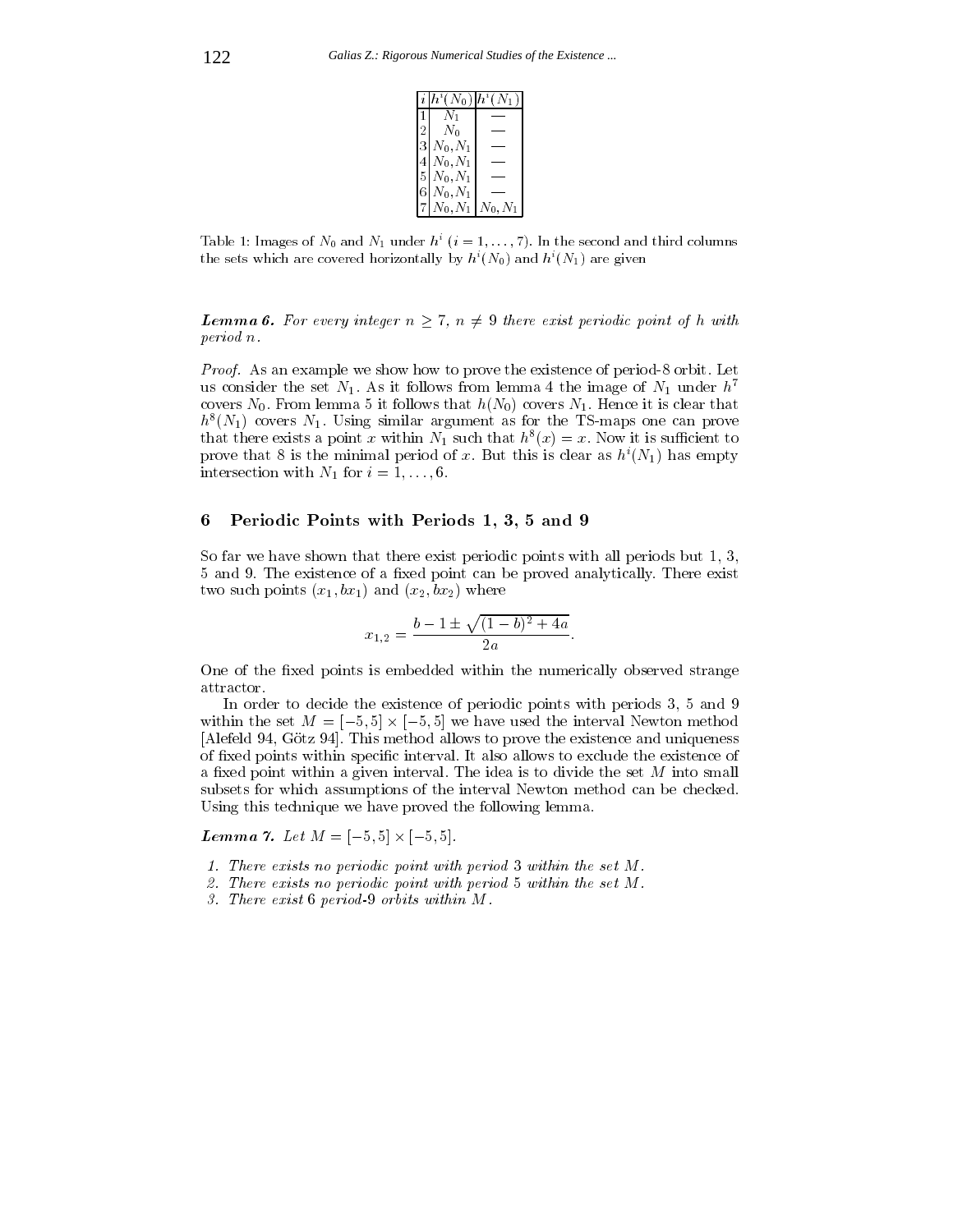| $i$ | $h^i(N_0)$ | $h^i(N_1)$ |
|---|---|---|
| 1 | $N_1$ | — |
| 2 | $N_0$ | — |
| 3 | $N_0, N_1$ | — |
| 4 | $N_0, N_1$ | — |
| 5 | $N_0, N_1$ | — |
| 6 | $N_0, N_1$ | — |
| 7 | $N_0, N_1$ | $N_0, N_1$ |

Table 1: Images of $N_0$ and $N_1$ under $h^i$ ($i = 1, \ldots, 7$). In the second and third columns the sets which are covered horizontally by $h^i(N_0)$ and $h^i(N_1)$ are given

***Lemma 6.*** *For every integer $n \geq 7$, $n \neq 9$ there exist periodic point of $h$ with period $n$.*

*Proof.* As an example we show how to prove the existence of period-8 orbit. Let us consider the set $N_1$. As it follows from lemma 4 the image of $N_1$ under $h^7$ covers $N_0$. From lemma 5 it follows that $h(N_0)$ covers $N_1$. Hence it is clear that $h^8(N_1)$ covers $N_1$. Using similar argument as for the TS-maps one can prove that there exists a point $x$ within $N_1$ such that $h^8(x) = x$. Now it is sufficient to prove that 8 is the minimal period of $x$. But this is clear as $h^i(N_1)$ has empty intersection with $N_1$ for $i = 1, \ldots, 6$.

## 6 Periodic Points with Periods 1, 3, 5 and 9

So far we have shown that there exist periodic points with all periods but 1, 3, 5 and 9. The existence of a fixed point can be proved analytically. There exist two such points $(x_1, bx_1)$ and $(x_2, bx_2)$ where

$$x_{1,2} = \frac{b - 1 \pm \sqrt{(1-b)^2 + 4a}}{2a}.$$

One of the fixed points is embedded within the numerically observed strange attractor.

In order to decide the existence of periodic points with periods 3, 5 and 9 within the set $M = [-5, 5] \times [-5, 5]$ we have used the interval Newton method [Alefeld 94, Götz 94]. This method allows to prove the existence and uniqueness of fixed points within specific interval. It also allows to exclude the existence of a fixed point within a given interval. The idea is to divide the set $M$ into small subsets for which assumptions of the interval Newton method can be checked. Using this technique we have proved the following lemma.

***Lemma 7.*** *Let $M = [-5, 5] \times [-5, 5]$.*

1. *There exists no periodic point with period 3 within the set $M$.*
2. *There exists no periodic point with period 5 within the set $M$.*
3. *There exist 6 period-9 orbits within $M$.*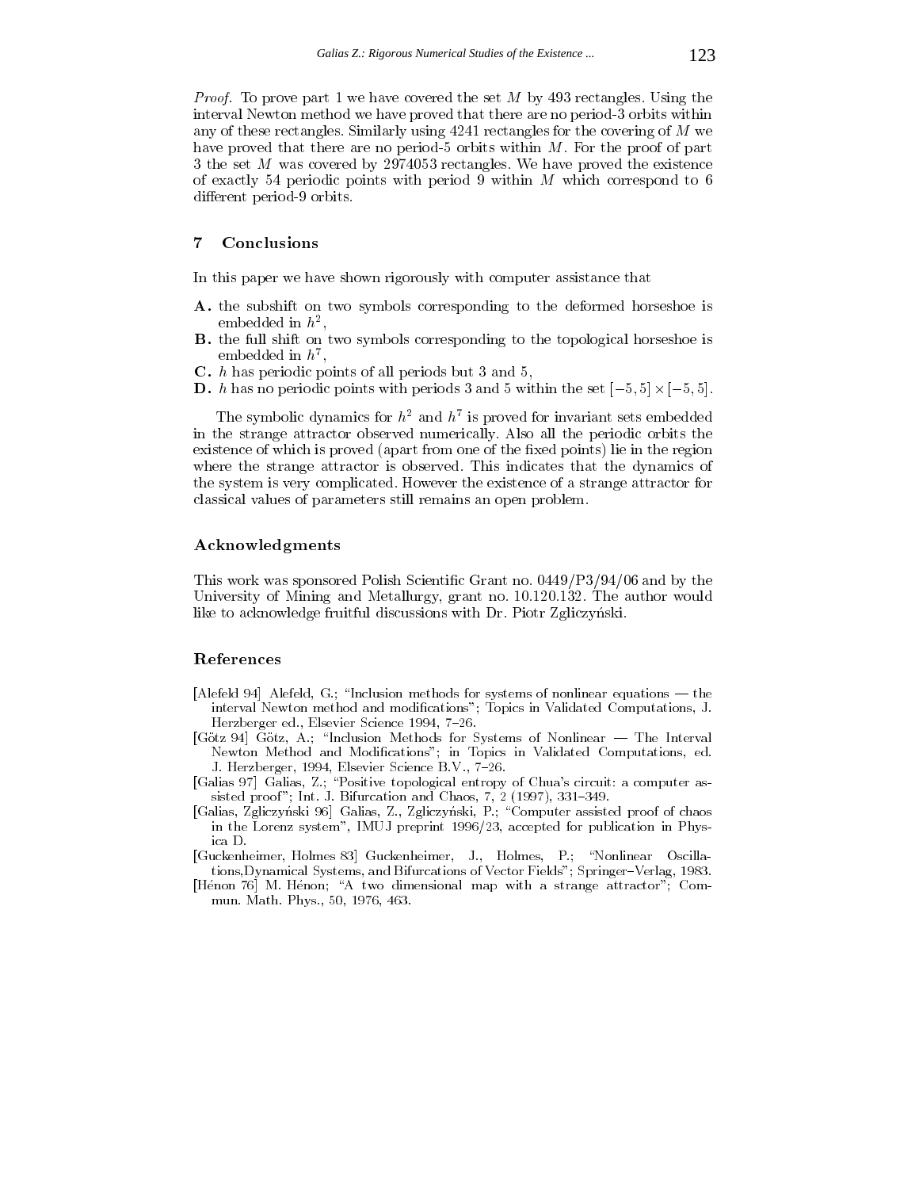*Proof.* To prove part 1 we have covered the set $M$ by 493 rectangles. Using the interval Newton method we have proved that there are no period-3 orbits within any of these rectangles. Similarly using 4241 rectangles for the covering of $M$ we have proved that there are no period-5 orbits within $M$. For the proof of part 3 the set $M$ was covered by 2974053 rectangles. We have proved the existence of exactly 54 periodic points with period 9 within $M$ which correspond to 6 different period-9 orbits.

## 7 Conclusions

In this paper we have shown rigorously with computer assistance that

- **A.** the subshift on two symbols corresponding to the deformed horseshoe is embedded in $h^2$,
- **B.** the full shift on two symbols corresponding to the topological horseshoe is embedded in $h^7$,
- **C.** $h$ has periodic points of all periods but 3 and 5,
- **D.** $h$ has no periodic points with periods 3 and 5 within the set $[-5, 5] \times [-5, 5]$.

The symbolic dynamics for $h^2$ and $h^7$ is proved for invariant sets embedded in the strange attractor observed numerically. Also all the periodic orbits the existence of which is proved (apart from one of the fixed points) lie in the region where the strange attractor is observed. This indicates that the dynamics of the system is very complicated. However the existence of a strange attractor for classical values of parameters still remains an open problem.

## Acknowledgments

This work was sponsored Polish Scientific Grant no. 0449/P3/94/06 and by the University of Mining and Metallurgy, grant no. 10.120.132. The author would like to acknowledge fruitful discussions with Dr. Piotr Zgliczyński.

## References

[Alefeld 94] Alefeld, G.; "Inclusion methods for systems of nonlinear equations — the interval Newton method and modifications"; Topics in Validated Computations, J. Herzberger ed., Elsevier Science 1994, 7–26.

[Götz 94] Götz, A.; "Inclusion Methods for Systems of Nonlinear — The Interval Newton Method and Modifications"; in Topics in Validated Computations, ed. J. Herzberger, 1994, Elsevier Science B.V., 7–26.

[Galias 97] Galias, Z.; "Positive topological entropy of Chua's circuit: a computer assisted proof"; Int. J. Bifurcation and Chaos, 7, 2 (1997), 331–349.

[Galias, Zgliczyński 96] Galias, Z., Zgliczyński, P.; "Computer assisted proof of chaos in the Lorenz system", IMUJ preprint 1996/23, accepted for publication in Physica D.

[Guckenheimer, Holmes 83] Guckenheimer, J., Holmes, P.; "Nonlinear Oscillations,Dynamical Systems, and Bifurcations of Vector Fields"; Springer–Verlag, 1983.

[Hénon 76] M. Hénon; "A two dimensional map with a strange attractor"; Commun. Math. Phys., 50, 1976, 463.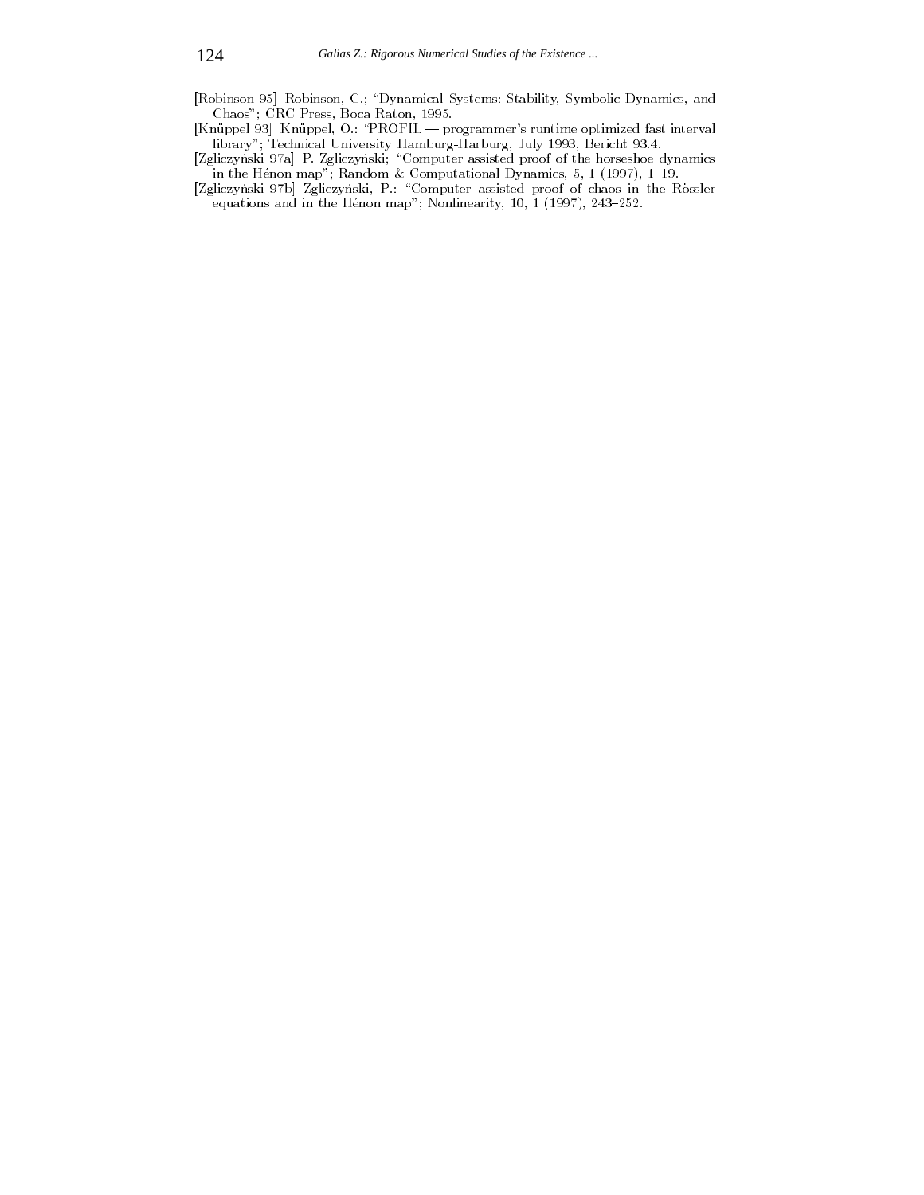[Robinson 95] Robinson, C.; "Dynamical Systems: Stability, Symbolic Dynamics, and Chaos"; CRC Press, Boca Raton, 1995.

[Knüppel 93] Knüppel, O.: "PROFIL — programmer's runtime optimized fast interval library"; Technical University Hamburg-Harburg, July 1993, Bericht 93.4.

[Zgliczyński 97a] P. Zgliczyński; "Computer assisted proof of the horseshoe dynamics in the Hénon map"; Random & Computational Dynamics, 5, 1 (1997), 1–19.

[Zgliczyński 97b] Zgliczyński, P.: "Computer assisted proof of chaos in the Rössler equations and in the Hénon map"; Nonlinearity, 10, 1 (1997), 243–252.